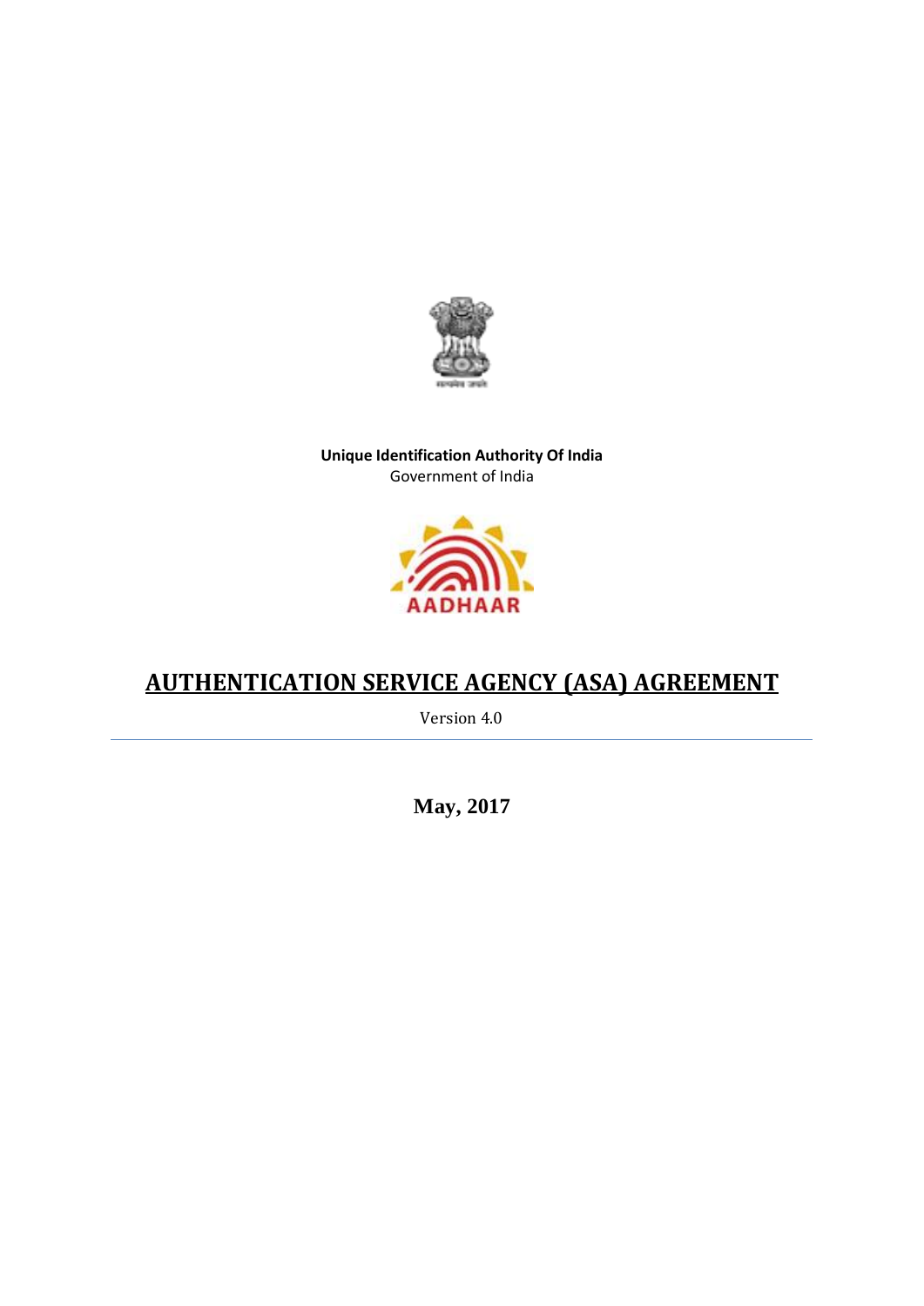**Unique Identification Authority Of India**
Government of India

# AUTHENTICATION SERVICE AGENCY (ASA) AGREEMENT

Version 4.0

---

**May, 2017**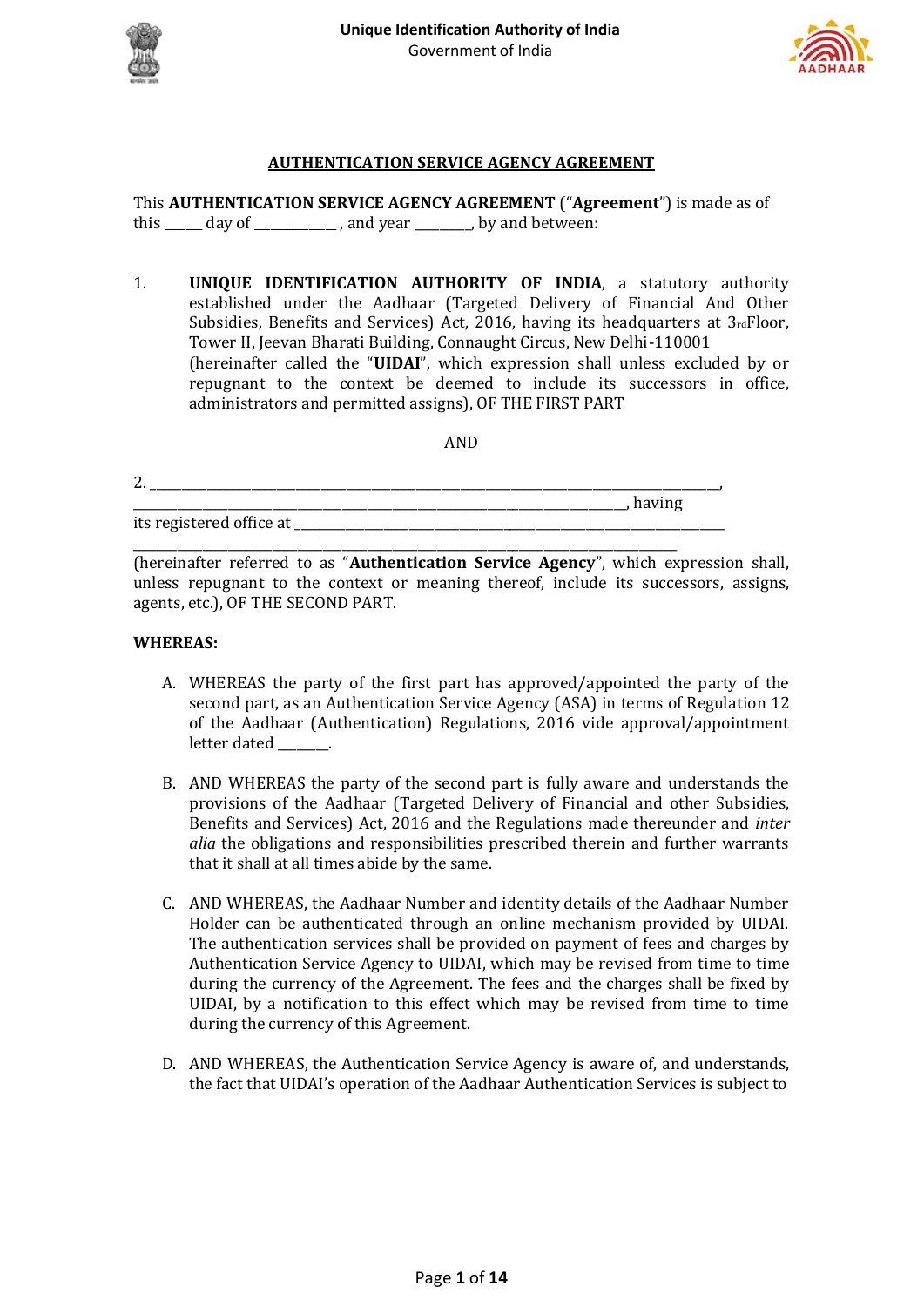## AUTHENTICATION SERVICE AGENCY AGREEMENT

This **AUTHENTICATION SERVICE AGENCY AGREEMENT** ("**Agreement**") is made as of this _____ day of ___________ , and year ________, by and between:

1. **UNIQUE IDENTIFICATION AUTHORITY OF INDIA**, a statutory authority established under the Aadhaar (Targeted Delivery of Financial And Other Subsidies, Benefits and Services) Act, 2016, having its headquarters at 3rd Floor, Tower II, Jeevan Bharati Building, Connaught Circus, New Delhi-110001 (hereinafter called the "**UIDAI**", which expression shall unless excluded by or repugnant to the context be deemed to include its successors in office, administrators and permitted assigns), OF THE FIRST PART

AND

2. ________________________________________________________________________________, ________________________________________________________________________, having its registered office at ________________________________________________________________ ______________________________________________________________________________ (hereinafter referred to as "**Authentication Service Agency**", which expression shall, unless repugnant to the context or meaning thereof, include its successors, assigns, agents, etc.), OF THE SECOND PART.

**WHEREAS:**

A. WHEREAS the party of the first part has approved/appointed the party of the second part, as an Authentication Service Agency (ASA) in terms of Regulation 12 of the Aadhaar (Authentication) Regulations, 2016 vide approval/appointment letter dated _______.

B. AND WHEREAS the party of the second part is fully aware and understands the provisions of the Aadhaar (Targeted Delivery of Financial and other Subsidies, Benefits and Services) Act, 2016 and the Regulations made thereunder and *inter alia* the obligations and responsibilities prescribed therein and further warrants that it shall at all times abide by the same.

C. AND WHEREAS, the Aadhaar Number and identity details of the Aadhaar Number Holder can be authenticated through an online mechanism provided by UIDAI. The authentication services shall be provided on payment of fees and charges by Authentication Service Agency to UIDAI, which may be revised from time to time during the currency of the Agreement. The fees and the charges shall be fixed by UIDAI, by a notification to this effect which may be revised from time to time during the currency of this Agreement.

D. AND WHEREAS, the Authentication Service Agency is aware of, and understands, the fact that UIDAI's operation of the Aadhaar Authentication Services is subject to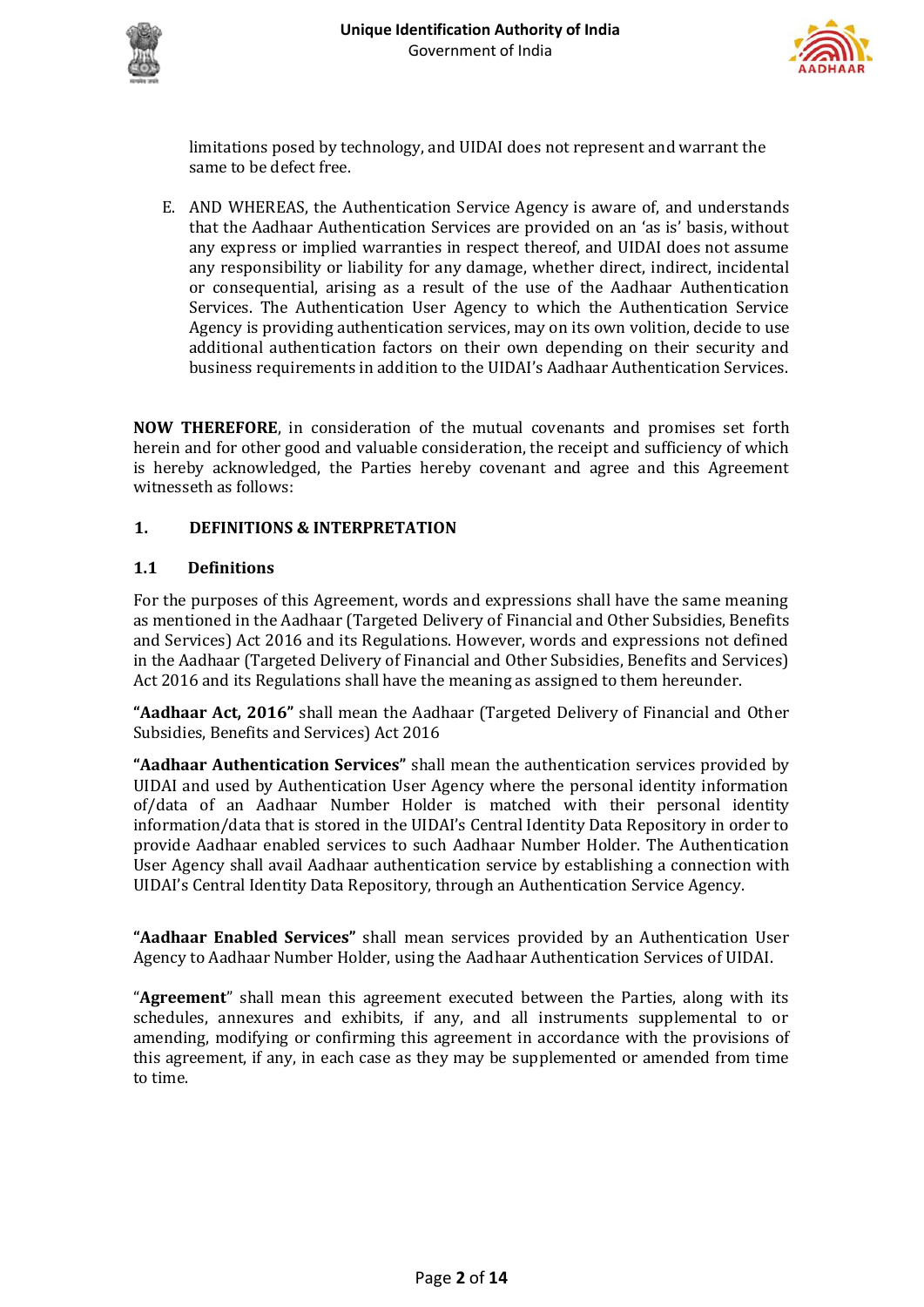limitations posed by technology, and UIDAI does not represent and warrant the same to be defect free.

E. AND WHEREAS, the Authentication Service Agency is aware of, and understands that the Aadhaar Authentication Services are provided on an 'as is' basis, without any express or implied warranties in respect thereof, and UIDAI does not assume any responsibility or liability for any damage, whether direct, indirect, incidental or consequential, arising as a result of the use of the Aadhaar Authentication Services. The Authentication User Agency to which the Authentication Service Agency is providing authentication services, may on its own volition, decide to use additional authentication factors on their own depending on their security and business requirements in addition to the UIDAI's Aadhaar Authentication Services.

**NOW THEREFORE**, in consideration of the mutual covenants and promises set forth herein and for other good and valuable consideration, the receipt and sufficiency of which is hereby acknowledged, the Parties hereby covenant and agree and this Agreement witnesseth as follows:

## 1. DEFINITIONS & INTERPRETATION

### 1.1 Definitions

For the purposes of this Agreement, words and expressions shall have the same meaning as mentioned in the Aadhaar (Targeted Delivery of Financial and Other Subsidies, Benefits and Services) Act 2016 and its Regulations. However, words and expressions not defined in the Aadhaar (Targeted Delivery of Financial and Other Subsidies, Benefits and Services) Act 2016 and its Regulations shall have the meaning as assigned to them hereunder.

**"Aadhaar Act, 2016"** shall mean the Aadhaar (Targeted Delivery of Financial and Other Subsidies, Benefits and Services) Act 2016

**"Aadhaar Authentication Services"** shall mean the authentication services provided by UIDAI and used by Authentication User Agency where the personal identity information of/data of an Aadhaar Number Holder is matched with their personal identity information/data that is stored in the UIDAI's Central Identity Data Repository in order to provide Aadhaar enabled services to such Aadhaar Number Holder. The Authentication User Agency shall avail Aadhaar authentication service by establishing a connection with UIDAI's Central Identity Data Repository, through an Authentication Service Agency.

**"Aadhaar Enabled Services"** shall mean services provided by an Authentication User Agency to Aadhaar Number Holder, using the Aadhaar Authentication Services of UIDAI.

"**Agreement**" shall mean this agreement executed between the Parties, along with its schedules, annexures and exhibits, if any, and all instruments supplemental to or amending, modifying or confirming this agreement in accordance with the provisions of this agreement, if any, in each case as they may be supplemented or amended from time to time.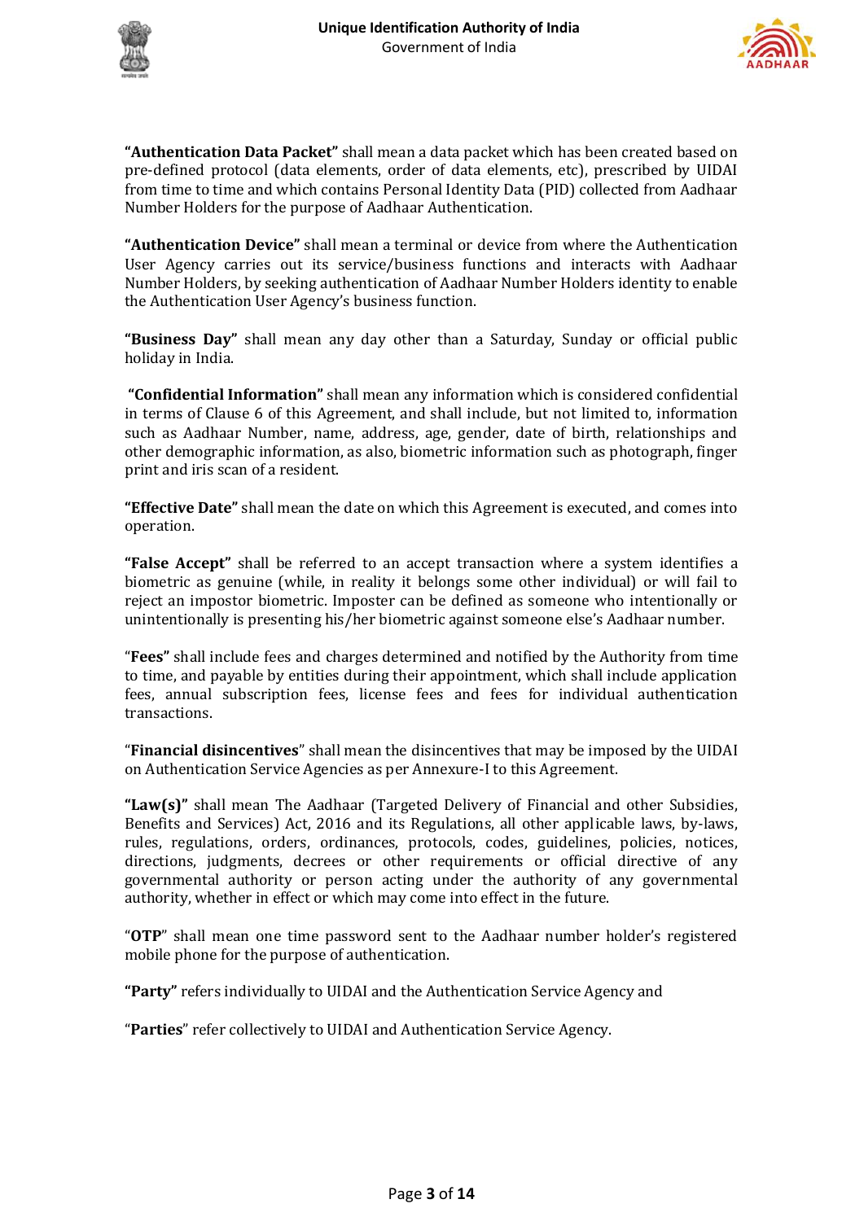**"Authentication Data Packet"** shall mean a data packet which has been created based on pre-defined protocol (data elements, order of data elements, etc), prescribed by UIDAI from time to time and which contains Personal Identity Data (PID) collected from Aadhaar Number Holders for the purpose of Aadhaar Authentication.

**"Authentication Device"** shall mean a terminal or device from where the Authentication User Agency carries out its service/business functions and interacts with Aadhaar Number Holders, by seeking authentication of Aadhaar Number Holders identity to enable the Authentication User Agency's business function.

**"Business Day"** shall mean any day other than a Saturday, Sunday or official public holiday in India.

**"Confidential Information"** shall mean any information which is considered confidential in terms of Clause 6 of this Agreement, and shall include, but not limited to, information such as Aadhaar Number, name, address, age, gender, date of birth, relationships and other demographic information, as also, biometric information such as photograph, finger print and iris scan of a resident.

**"Effective Date"** shall mean the date on which this Agreement is executed, and comes into operation.

**"False Accept"** shall be referred to an accept transaction where a system identifies a biometric as genuine (while, in reality it belongs some other individual) or will fail to reject an impostor biometric. Imposter can be defined as someone who intentionally or unintentionally is presenting his/her biometric against someone else's Aadhaar number.

"**Fees"** shall include fees and charges determined and notified by the Authority from time to time, and payable by entities during their appointment, which shall include application fees, annual subscription fees, license fees and fees for individual authentication transactions.

"**Financial disincentives**" shall mean the disincentives that may be imposed by the UIDAI on Authentication Service Agencies as per Annexure-I to this Agreement.

**"Law(s)"** shall mean The Aadhaar (Targeted Delivery of Financial and other Subsidies, Benefits and Services) Act, 2016 and its Regulations, all other applicable laws, by-laws, rules, regulations, orders, ordinances, protocols, codes, guidelines, policies, notices, directions, judgments, decrees or other requirements or official directive of any governmental authority or person acting under the authority of any governmental authority, whether in effect or which may come into effect in the future.

"**OTP**" shall mean one time password sent to the Aadhaar number holder's registered mobile phone for the purpose of authentication.

**"Party"** refers individually to UIDAI and the Authentication Service Agency and

"**Parties**" refer collectively to UIDAI and Authentication Service Agency.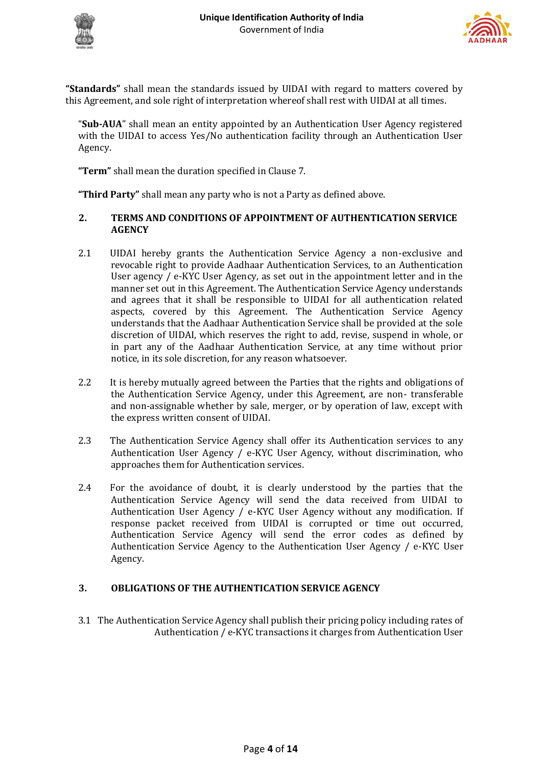**"Standards"** shall mean the standards issued by UIDAI with regard to matters covered by this Agreement, and sole right of interpretation whereof shall rest with UIDAI at all times.

"**Sub-AUA**" shall mean an entity appointed by an Authentication User Agency registered with the UIDAI to access Yes/No authentication facility through an Authentication User Agency.

**"Term"** shall mean the duration specified in Clause 7.

**"Third Party"** shall mean any party who is not a Party as defined above.

## 2. TERMS AND CONDITIONS OF APPOINTMENT OF AUTHENTICATION SERVICE AGENCY

2.1 UIDAI hereby grants the Authentication Service Agency a non-exclusive and revocable right to provide Aadhaar Authentication Services, to an Authentication User agency / e-KYC User Agency, as set out in the appointment letter and in the manner set out in this Agreement. The Authentication Service Agency understands and agrees that it shall be responsible to UIDAI for all authentication related aspects, covered by this Agreement. The Authentication Service Agency understands that the Aadhaar Authentication Service shall be provided at the sole discretion of UIDAI, which reserves the right to add, revise, suspend in whole, or in part any of the Aadhaar Authentication Service, at any time without prior notice, in its sole discretion, for any reason whatsoever.

2.2 It is hereby mutually agreed between the Parties that the rights and obligations of the Authentication Service Agency, under this Agreement, are non- transferable and non-assignable whether by sale, merger, or by operation of law, except with the express written consent of UIDAI.

2.3 The Authentication Service Agency shall offer its Authentication services to any Authentication User Agency / e-KYC User Agency, without discrimination, who approaches them for Authentication services.

2.4 For the avoidance of doubt, it is clearly understood by the parties that the Authentication Service Agency will send the data received from UIDAI to Authentication User Agency / e-KYC User Agency without any modification. If response packet received from UIDAI is corrupted or time out occurred, Authentication Service Agency will send the error codes as defined by Authentication Service Agency to the Authentication User Agency / e-KYC User Agency.

## 3. OBLIGATIONS OF THE AUTHENTICATION SERVICE AGENCY

3.1 The Authentication Service Agency shall publish their pricing policy including rates of Authentication / e-KYC transactions it charges from Authentication User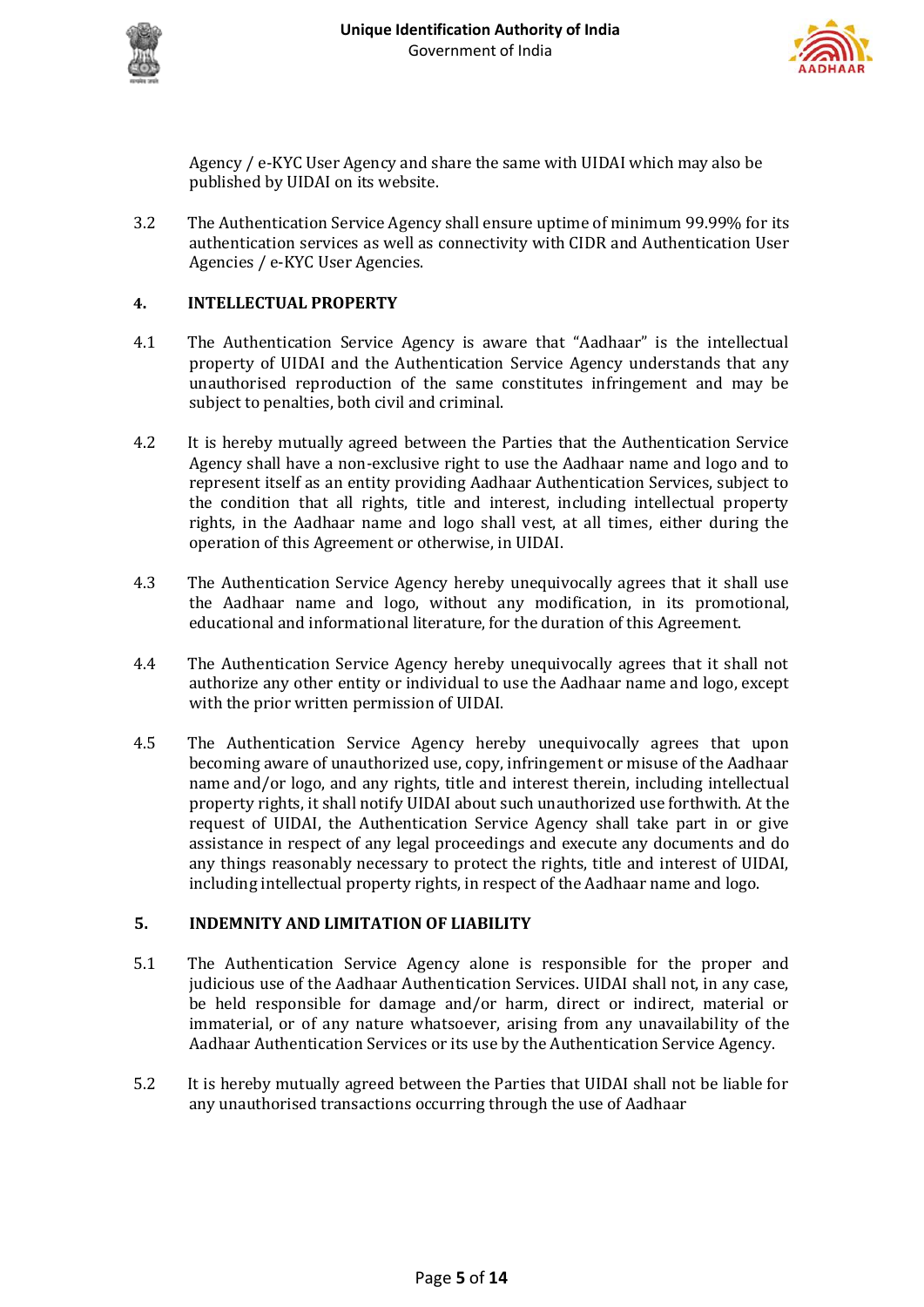Agency / e-KYC User Agency and share the same with UIDAI which may also be published by UIDAI on its website.

3.2 The Authentication Service Agency shall ensure uptime of minimum 99.99% for its authentication services as well as connectivity with CIDR and Authentication User Agencies / e-KYC User Agencies.

## 4. INTELLECTUAL PROPERTY

4.1 The Authentication Service Agency is aware that "Aadhaar" is the intellectual property of UIDAI and the Authentication Service Agency understands that any unauthorised reproduction of the same constitutes infringement and may be subject to penalties, both civil and criminal.

4.2 It is hereby mutually agreed between the Parties that the Authentication Service Agency shall have a non-exclusive right to use the Aadhaar name and logo and to represent itself as an entity providing Aadhaar Authentication Services, subject to the condition that all rights, title and interest, including intellectual property rights, in the Aadhaar name and logo shall vest, at all times, either during the operation of this Agreement or otherwise, in UIDAI.

4.3 The Authentication Service Agency hereby unequivocally agrees that it shall use the Aadhaar name and logo, without any modification, in its promotional, educational and informational literature, for the duration of this Agreement.

4.4 The Authentication Service Agency hereby unequivocally agrees that it shall not authorize any other entity or individual to use the Aadhaar name and logo, except with the prior written permission of UIDAI.

4.5 The Authentication Service Agency hereby unequivocally agrees that upon becoming aware of unauthorized use, copy, infringement or misuse of the Aadhaar name and/or logo, and any rights, title and interest therein, including intellectual property rights, it shall notify UIDAI about such unauthorized use forthwith. At the request of UIDAI, the Authentication Service Agency shall take part in or give assistance in respect of any legal proceedings and execute any documents and do any things reasonably necessary to protect the rights, title and interest of UIDAI, including intellectual property rights, in respect of the Aadhaar name and logo.

## 5. INDEMNITY AND LIMITATION OF LIABILITY

5.1 The Authentication Service Agency alone is responsible for the proper and judicious use of the Aadhaar Authentication Services. UIDAI shall not, in any case, be held responsible for damage and/or harm, direct or indirect, material or immaterial, or of any nature whatsoever, arising from any unavailability of the Aadhaar Authentication Services or its use by the Authentication Service Agency.

5.2 It is hereby mutually agreed between the Parties that UIDAI shall not be liable for any unauthorised transactions occurring through the use of Aadhaar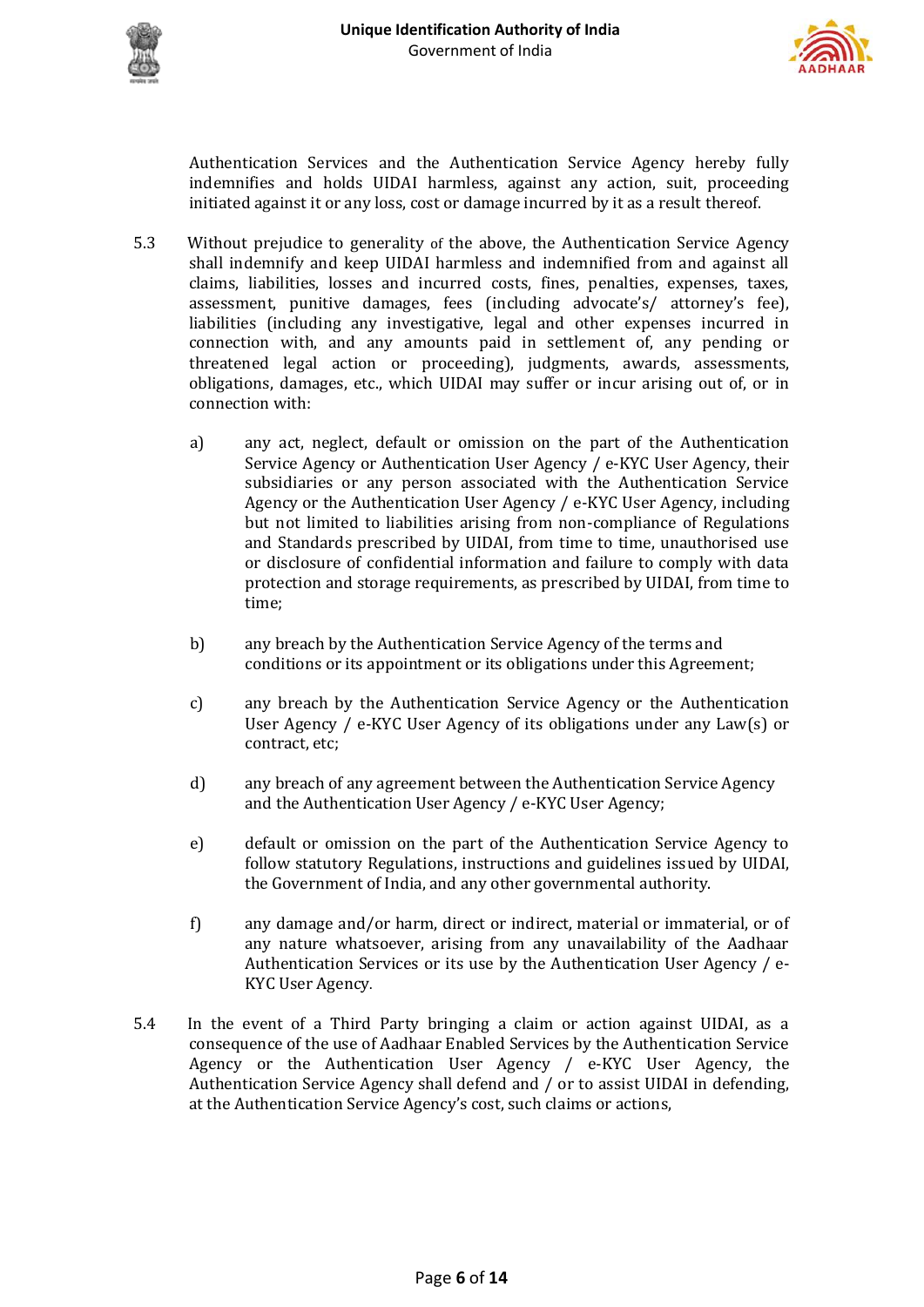Authentication Services and the Authentication Service Agency hereby fully indemnifies and holds UIDAI harmless, against any action, suit, proceeding initiated against it or any loss, cost or damage incurred by it as a result thereof.

5.3 Without prejudice to generality of the above, the Authentication Service Agency shall indemnify and keep UIDAI harmless and indemnified from and against all claims, liabilities, losses and incurred costs, fines, penalties, expenses, taxes, assessment, punitive damages, fees (including advocate's/ attorney's fee), liabilities (including any investigative, legal and other expenses incurred in connection with, and any amounts paid in settlement of, any pending or threatened legal action or proceeding), judgments, awards, assessments, obligations, damages, etc., which UIDAI may suffer or incur arising out of, or in connection with:

a) any act, neglect, default or omission on the part of the Authentication Service Agency or Authentication User Agency / e-KYC User Agency, their subsidiaries or any person associated with the Authentication Service Agency or the Authentication User Agency / e-KYC User Agency, including but not limited to liabilities arising from non-compliance of Regulations and Standards prescribed by UIDAI, from time to time, unauthorised use or disclosure of confidential information and failure to comply with data protection and storage requirements, as prescribed by UIDAI, from time to time;

b) any breach by the Authentication Service Agency of the terms and conditions or its appointment or its obligations under this Agreement;

c) any breach by the Authentication Service Agency or the Authentication User Agency / e-KYC User Agency of its obligations under any Law(s) or contract, etc;

d) any breach of any agreement between the Authentication Service Agency and the Authentication User Agency / e-KYC User Agency;

e) default or omission on the part of the Authentication Service Agency to follow statutory Regulations, instructions and guidelines issued by UIDAI, the Government of India, and any other governmental authority.

f) any damage and/or harm, direct or indirect, material or immaterial, or of any nature whatsoever, arising from any unavailability of the Aadhaar Authentication Services or its use by the Authentication User Agency / e-KYC User Agency.

5.4 In the event of a Third Party bringing a claim or action against UIDAI, as a consequence of the use of Aadhaar Enabled Services by the Authentication Service Agency or the Authentication User Agency / e-KYC User Agency, the Authentication Service Agency shall defend and / or to assist UIDAI in defending, at the Authentication Service Agency's cost, such claims or actions,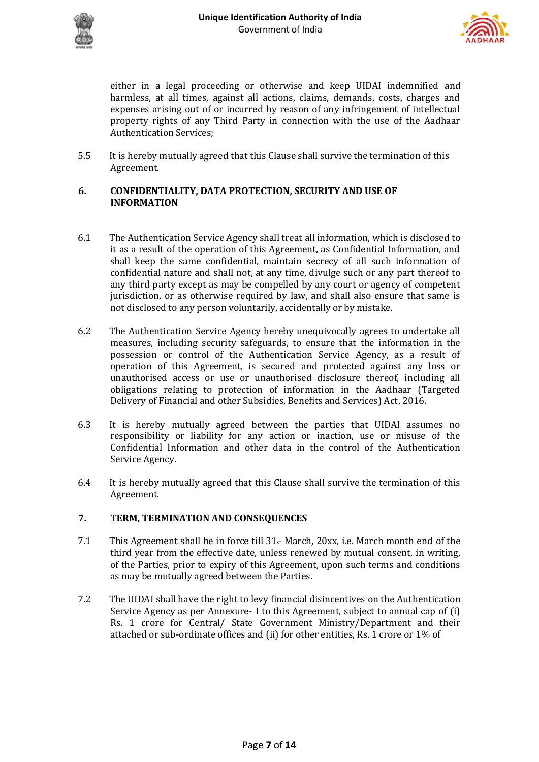either in a legal proceeding or otherwise and keep UIDAI indemnified and harmless, at all times, against all actions, claims, demands, costs, charges and expenses arising out of or incurred by reason of any infringement of intellectual property rights of any Third Party in connection with the use of the Aadhaar Authentication Services;

5.5 It is hereby mutually agreed that this Clause shall survive the termination of this Agreement.

## 6. CONFIDENTIALITY, DATA PROTECTION, SECURITY AND USE OF INFORMATION

6.1 The Authentication Service Agency shall treat all information, which is disclosed to it as a result of the operation of this Agreement, as Confidential Information, and shall keep the same confidential, maintain secrecy of all such information of confidential nature and shall not, at any time, divulge such or any part thereof to any third party except as may be compelled by any court or agency of competent jurisdiction, or as otherwise required by law, and shall also ensure that same is not disclosed to any person voluntarily, accidentally or by mistake.

6.2 The Authentication Service Agency hereby unequivocally agrees to undertake all measures, including security safeguards, to ensure that the information in the possession or control of the Authentication Service Agency, as a result of operation of this Agreement, is secured and protected against any loss or unauthorised access or use or unauthorised disclosure thereof, including all obligations relating to protection of information in the Aadhaar (Targeted Delivery of Financial and other Subsidies, Benefits and Services) Act, 2016.

6.3 It is hereby mutually agreed between the parties that UIDAI assumes no responsibility or liability for any action or inaction, use or misuse of the Confidential Information and other data in the control of the Authentication Service Agency.

6.4 It is hereby mutually agreed that this Clause shall survive the termination of this Agreement.

## 7. TERM, TERMINATION AND CONSEQUENCES

7.1 This Agreement shall be in force till 31st March, 20xx, i.e. March month end of the third year from the effective date, unless renewed by mutual consent, in writing, of the Parties, prior to expiry of this Agreement, upon such terms and conditions as may be mutually agreed between the Parties.

7.2 The UIDAI shall have the right to levy financial disincentives on the Authentication Service Agency as per Annexure- I to this Agreement, subject to annual cap of (i) Rs. 1 crore for Central/ State Government Ministry/Department and their attached or sub-ordinate offices and (ii) for other entities, Rs. 1 crore or 1% of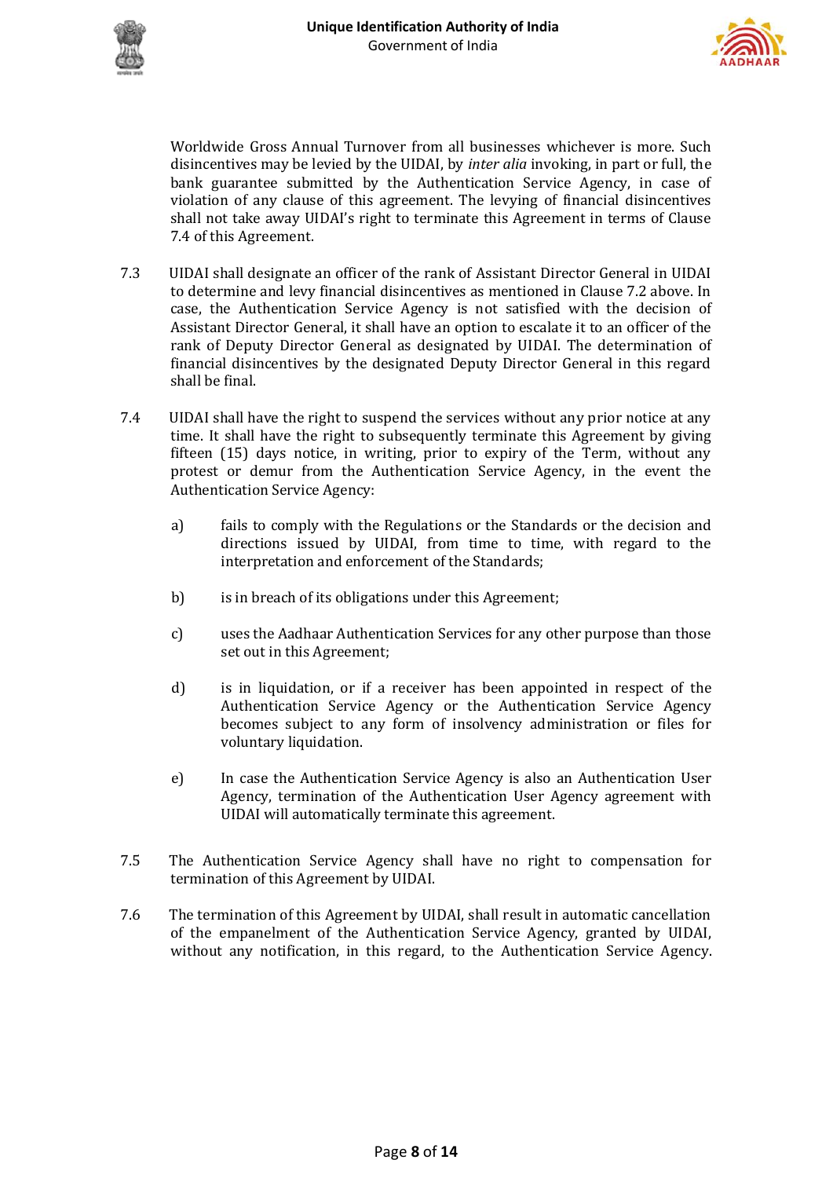Worldwide Gross Annual Turnover from all businesses whichever is more. Such disincentives may be levied by the UIDAI, by *inter alia* invoking, in part or full, the bank guarantee submitted by the Authentication Service Agency, in case of violation of any clause of this agreement. The levying of financial disincentives shall not take away UIDAI's right to terminate this Agreement in terms of Clause 7.4 of this Agreement.

7.3 UIDAI shall designate an officer of the rank of Assistant Director General in UIDAI to determine and levy financial disincentives as mentioned in Clause 7.2 above. In case, the Authentication Service Agency is not satisfied with the decision of Assistant Director General, it shall have an option to escalate it to an officer of the rank of Deputy Director General as designated by UIDAI. The determination of financial disincentives by the designated Deputy Director General in this regard shall be final.

7.4 UIDAI shall have the right to suspend the services without any prior notice at any time. It shall have the right to subsequently terminate this Agreement by giving fifteen (15) days notice, in writing, prior to expiry of the Term, without any protest or demur from the Authentication Service Agency, in the event the Authentication Service Agency:

a) fails to comply with the Regulations or the Standards or the decision and directions issued by UIDAI, from time to time, with regard to the interpretation and enforcement of the Standards;

b) is in breach of its obligations under this Agreement;

c) uses the Aadhaar Authentication Services for any other purpose than those set out in this Agreement;

d) is in liquidation, or if a receiver has been appointed in respect of the Authentication Service Agency or the Authentication Service Agency becomes subject to any form of insolvency administration or files for voluntary liquidation.

e) In case the Authentication Service Agency is also an Authentication User Agency, termination of the Authentication User Agency agreement with UIDAI will automatically terminate this agreement.

7.5 The Authentication Service Agency shall have no right to compensation for termination of this Agreement by UIDAI.

7.6 The termination of this Agreement by UIDAI, shall result in automatic cancellation of the empanelment of the Authentication Service Agency, granted by UIDAI, without any notification, in this regard, to the Authentication Service Agency.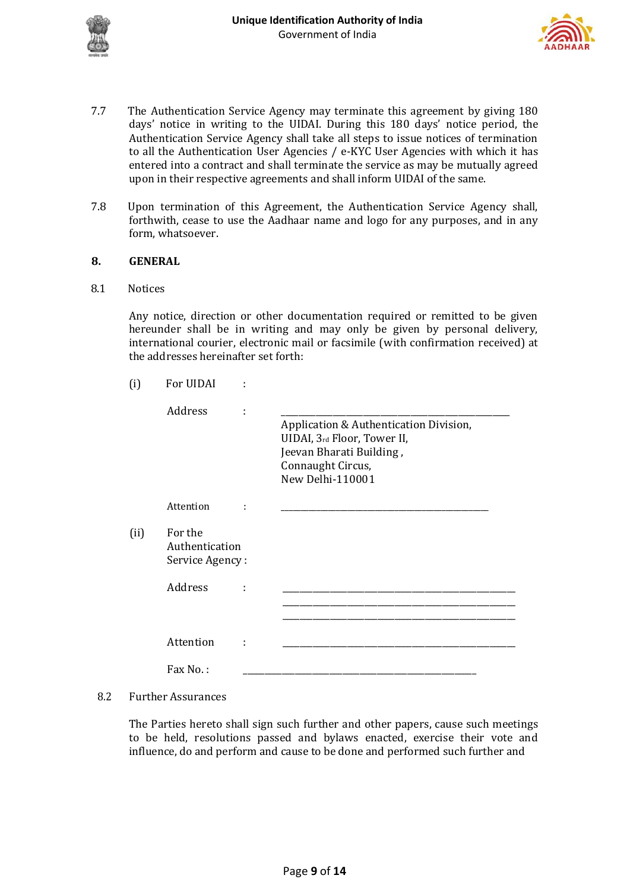7.7 The Authentication Service Agency may terminate this agreement by giving 180 days' notice in writing to the UIDAI. During this 180 days' notice period, the Authentication Service Agency shall take all steps to issue notices of termination to all the Authentication User Agencies / e-KYC User Agencies with which it has entered into a contract and shall terminate the service as may be mutually agreed upon in their respective agreements and shall inform UIDAI of the same.

7.8 Upon termination of this Agreement, the Authentication Service Agency shall, forthwith, cease to use the Aadhaar name and logo for any purposes, and in any form, whatsoever.

## 8. GENERAL

8.1 Notices

Any notice, direction or other documentation required or remitted to be given hereunder shall be in writing and may only be given by personal delivery, international courier, electronic mail or facsimile (with confirmation received) at the addresses hereinafter set forth:

(i) For UIDAI :

Address : ______________________________________________
Application & Authentication Division,
UIDAI, 3rd Floor, Tower II,
Jeevan Bharati Building ,
Connaught Circus,
New Delhi-110001

Attention : ____________________________________________

(ii) For the Authentication Service Agency :

Address : ______________________________________________
______________________________________________
______________________________________________

Attention : ____________________________________________

Fax No. : ______________________________________________

8.2 Further Assurances

The Parties hereto shall sign such further and other papers, cause such meetings to be held, resolutions passed and bylaws enacted, exercise their vote and influence, do and perform and cause to be done and performed such further and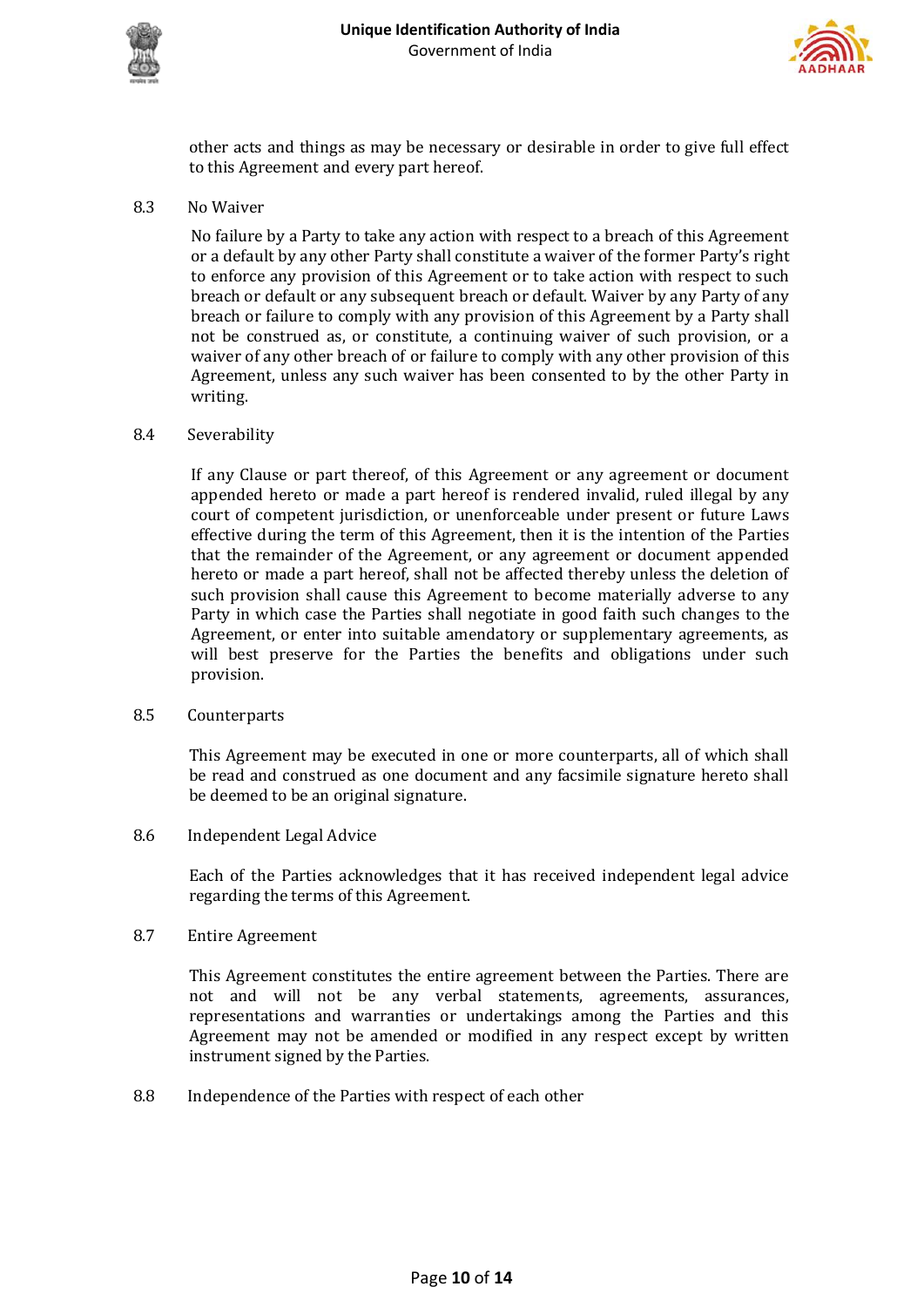other acts and things as may be necessary or desirable in order to give full effect to this Agreement and every part hereof.

8.3 No Waiver

No failure by a Party to take any action with respect to a breach of this Agreement or a default by any other Party shall constitute a waiver of the former Party's right to enforce any provision of this Agreement or to take action with respect to such breach or default or any subsequent breach or default. Waiver by any Party of any breach or failure to comply with any provision of this Agreement by a Party shall not be construed as, or constitute, a continuing waiver of such provision, or a waiver of any other breach of or failure to comply with any other provision of this Agreement, unless any such waiver has been consented to by the other Party in writing.

8.4 Severability

If any Clause or part thereof, of this Agreement or any agreement or document appended hereto or made a part hereof is rendered invalid, ruled illegal by any court of competent jurisdiction, or unenforceable under present or future Laws effective during the term of this Agreement, then it is the intention of the Parties that the remainder of the Agreement, or any agreement or document appended hereto or made a part hereof, shall not be affected thereby unless the deletion of such provision shall cause this Agreement to become materially adverse to any Party in which case the Parties shall negotiate in good faith such changes to the Agreement, or enter into suitable amendatory or supplementary agreements, as will best preserve for the Parties the benefits and obligations under such provision.

8.5 Counterparts

This Agreement may be executed in one or more counterparts, all of which shall be read and construed as one document and any facsimile signature hereto shall be deemed to be an original signature.

8.6 Independent Legal Advice

Each of the Parties acknowledges that it has received independent legal advice regarding the terms of this Agreement.

8.7 Entire Agreement

This Agreement constitutes the entire agreement between the Parties. There are not and will not be any verbal statements, agreements, assurances, representations and warranties or undertakings among the Parties and this Agreement may not be amended or modified in any respect except by written instrument signed by the Parties.

8.8 Independence of the Parties with respect of each other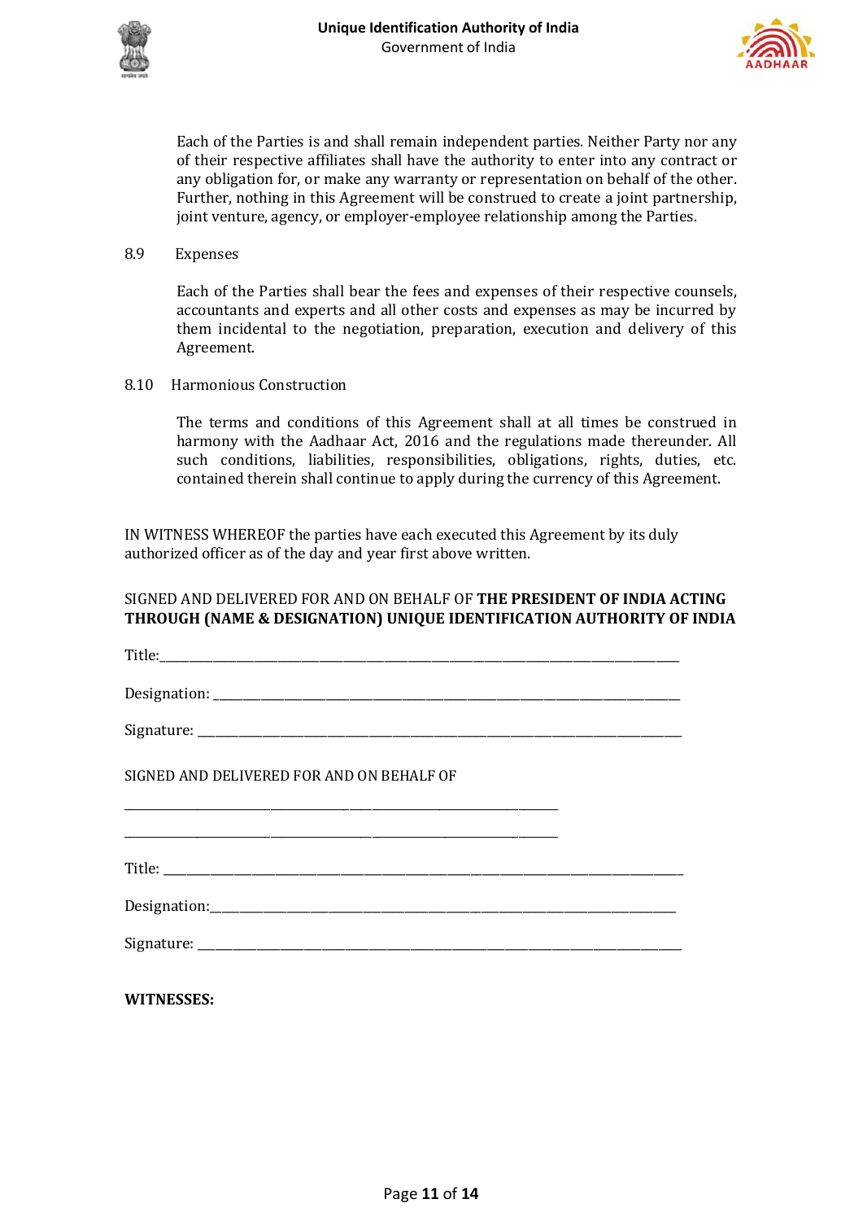Each of the Parties is and shall remain independent parties. Neither Party nor any of their respective affiliates shall have the authority to enter into any contract or any obligation for, or make any warranty or representation on behalf of the other. Further, nothing in this Agreement will be construed to create a joint partnership, joint venture, agency, or employer-employee relationship among the Parties.

8.9 Expenses

Each of the Parties shall bear the fees and expenses of their respective counsels, accountants and experts and all other costs and expenses as may be incurred by them incidental to the negotiation, preparation, execution and delivery of this Agreement.

8.10 Harmonious Construction

The terms and conditions of this Agreement shall at all times be construed in harmony with the Aadhaar Act, 2016 and the regulations made thereunder. All such conditions, liabilities, responsibilities, obligations, rights, duties, etc. contained therein shall continue to apply during the currency of this Agreement.

IN WITNESS WHEREOF the parties have each executed this Agreement by its duly authorized officer as of the day and year first above written.

SIGNED AND DELIVERED FOR AND ON BEHALF OF **THE PRESIDENT OF INDIA ACTING THROUGH (NAME & DESIGNATION) UNIQUE IDENTIFICATION AUTHORITY OF INDIA**

Title:______________________________________________________________________________

Designation: _______________________________________________________________________

Signature: _________________________________________________________________________

SIGNED AND DELIVERED FOR AND ON BEHALF OF

______________________________________________________________

______________________________________________________________

Title: ______________________________________________________________________________

Designation:________________________________________________________________________

Signature: _________________________________________________________________________

**WITNESSES:**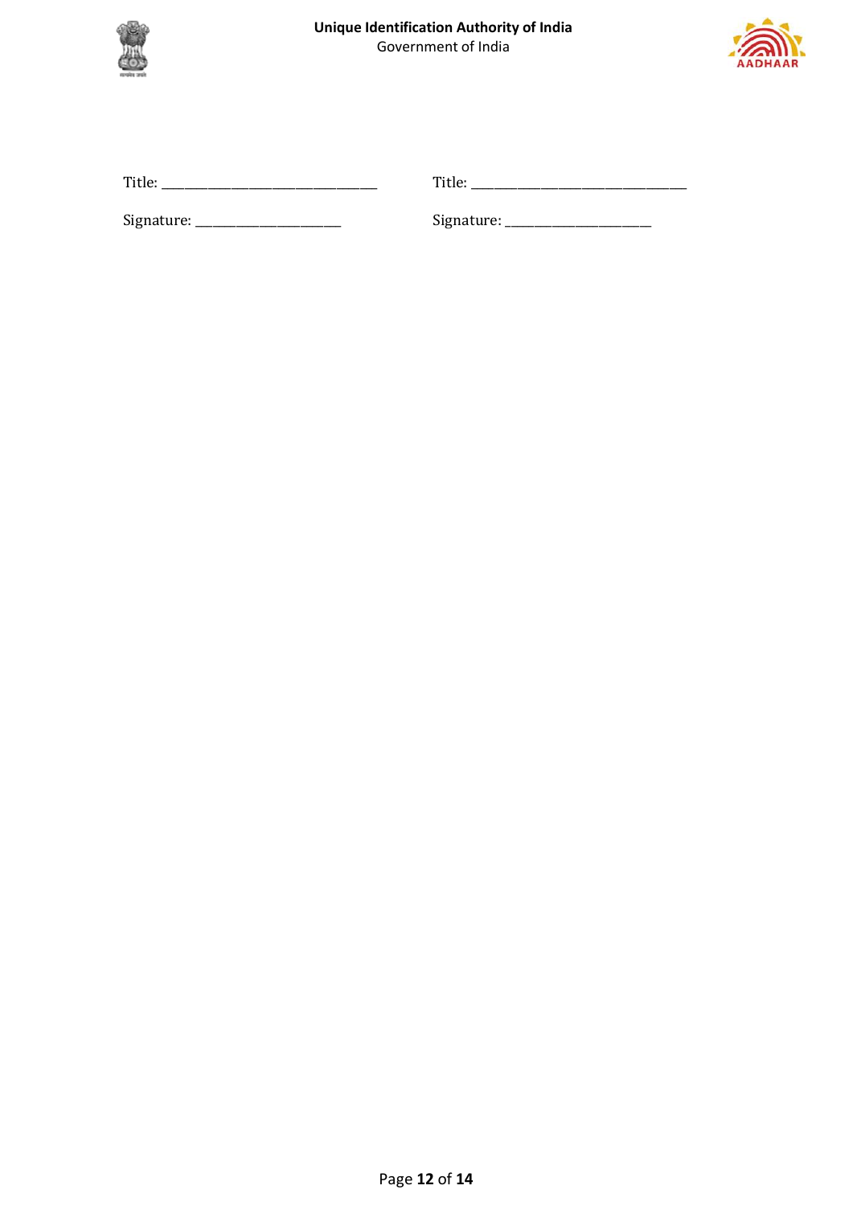| | |
|---|---|
| Title: ______________________________ | Title: ______________________________ |
| Signature: ____________________ | Signature: ____________________ |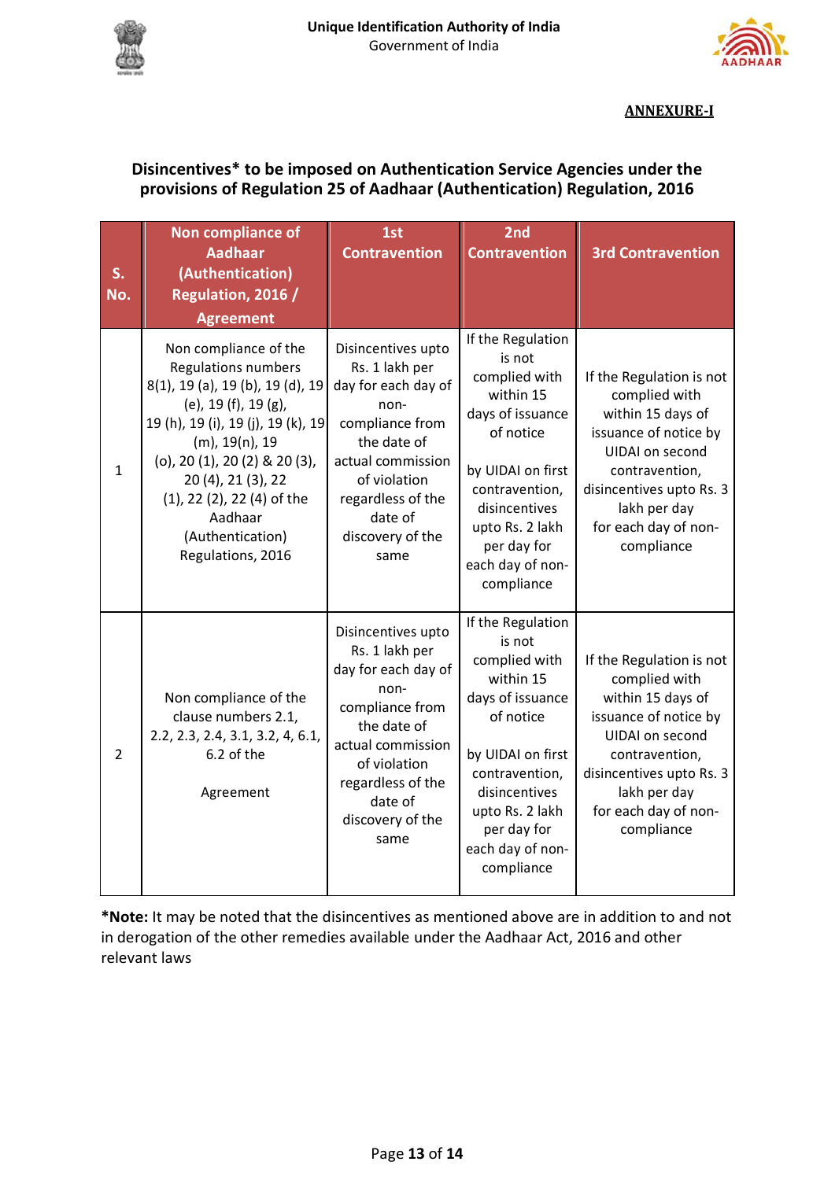**ANNEXURE-I**

## Disincentives* to be imposed on Authentication Service Agencies under the provisions of Regulation 25 of Aadhaar (Authentication) Regulation, 2016

| S. No. | Non compliance of Aadhaar (Authentication) Regulation, 2016 / Agreement | 1st Contravention | 2nd Contravention | 3rd Contravention |
|---|---|---|---|---|
| 1 | Non compliance of the Regulations numbers 8(1), 19 (a), 19 (b), 19 (d), 19 (e), 19 (f), 19 (g), 19 (h), 19 (i), 19 (j), 19 (k), 19 (m), 19(n), 19 (o), 20 (1), 20 (2) & 20 (3), 20 (4), 21 (3), 22 (1), 22 (2), 22 (4) of the Aadhaar (Authentication) Regulations, 2016 | Disincentives upto Rs. 1 lakh per day for each day of non-compliance from the date of actual commission of violation regardless of the date of discovery of the same | If the Regulation is not complied with within 15 days of issuance of notice by UIDAI on first contravention, disincentives upto Rs. 2 lakh per day for each day of non-compliance | If the Regulation is not complied with within 15 days of issuance of notice by UIDAI on second contravention, disincentives upto Rs. 3 lakh per day for each day of non-compliance |
| 2 | Non compliance of the clause numbers 2.1, 2.2, 2.3, 2.4, 3.1, 3.2, 4, 6.1, 6.2 of the Agreement | Disincentives upto Rs. 1 lakh per day for each day of non-compliance from the date of actual commission of violation regardless of the date of discovery of the same | If the Regulation is not complied with within 15 days of issuance of notice by UIDAI on first contravention, disincentives upto Rs. 2 lakh per day for each day of non-compliance | If the Regulation is not complied with within 15 days of issuance of notice by UIDAI on second contravention, disincentives upto Rs. 3 lakh per day for each day of non-compliance |

***Note:** It may be noted that the disincentives as mentioned above are in addition to and not in derogation of the other remedies available under the Aadhaar Act, 2016 and other relevant laws